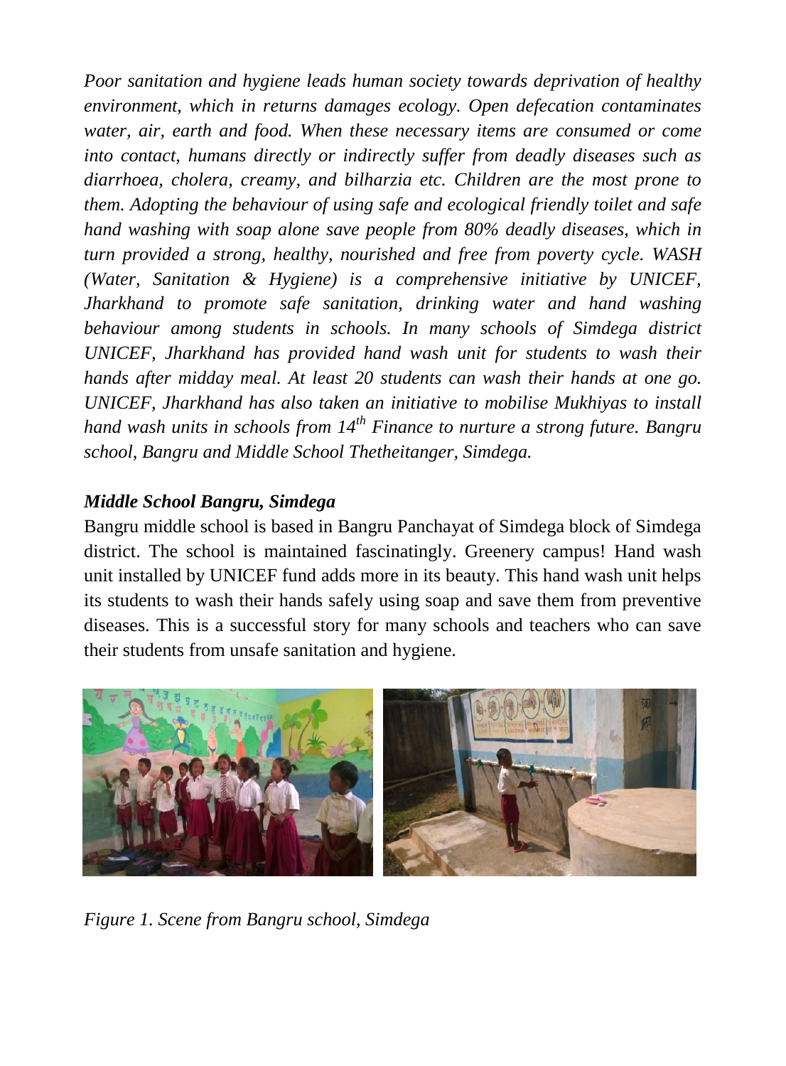*Poor sanitation and hygiene leads human society towards deprivation of healthy environment, which in returns damages ecology. Open defecation contaminates water, air, earth and food. When these necessary items are consumed or come into contact, humans directly or indirectly suffer from deadly diseases such as diarrhoea, cholera, creamy, and bilharzia etc. Children are the most prone to them. Adopting the behaviour of using safe and ecological friendly toilet and safe hand washing with soap alone save people from 80% deadly diseases, which in turn provided a strong, healthy, nourished and free from poverty cycle. WASH (Water, Sanitation & Hygiene) is a comprehensive initiative by UNICEF, Jharkhand to promote safe sanitation, drinking water and hand washing behaviour among students in schools. In many schools of Simdega district UNICEF, Jharkhand has provided hand wash unit for students to wash their hands after midday meal. At least 20 students can wash their hands at one go. UNICEF, Jharkhand has also taken an initiative to mobilise Mukhiyas to install hand wash units in schools from 14th Finance to nurture a strong future. Bangru school, Bangru and Middle School Thetheitanger, Simdega.*

***Middle School Bangru, Simdega***

Bangru middle school is based in Bangru Panchayat of Simdega block of Simdega district. The school is maintained fascinatingly. Greenery campus! Hand wash unit installed by UNICEF fund adds more in its beauty. This hand wash unit helps its students to wash their hands safely using soap and save them from preventive diseases. This is a successful story for many schools and teachers who can save their students from unsafe sanitation and hygiene.

*Figure 1. Scene from Bangru school, Simdega*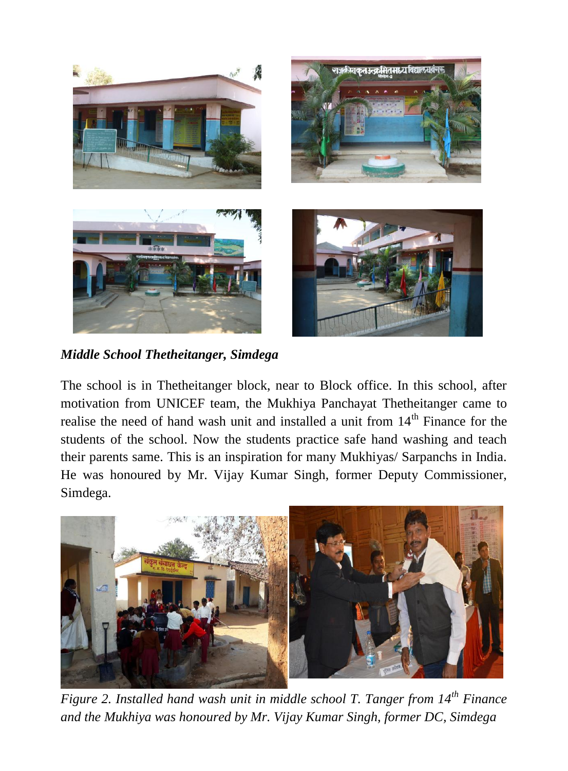***Middle School Thetheitanger, Simdega***

The school is in Thetheitanger block, near to Block office. In this school, after motivation from UNICEF team, the Mukhiya Panchayat Thetheitanger came to realise the need of hand wash unit and installed a unit from 14th Finance for the students of the school. Now the students practice safe hand washing and teach their parents same. This is an inspiration for many Mukhiyas/ Sarpanchs in India. He was honoured by Mr. Vijay Kumar Singh, former Deputy Commissioner, Simdega.

*Figure 2. Installed hand wash unit in middle school T. Tanger from 14th Finance and the Mukhiya was honoured by Mr. Vijay Kumar Singh, former DC, Simdega*